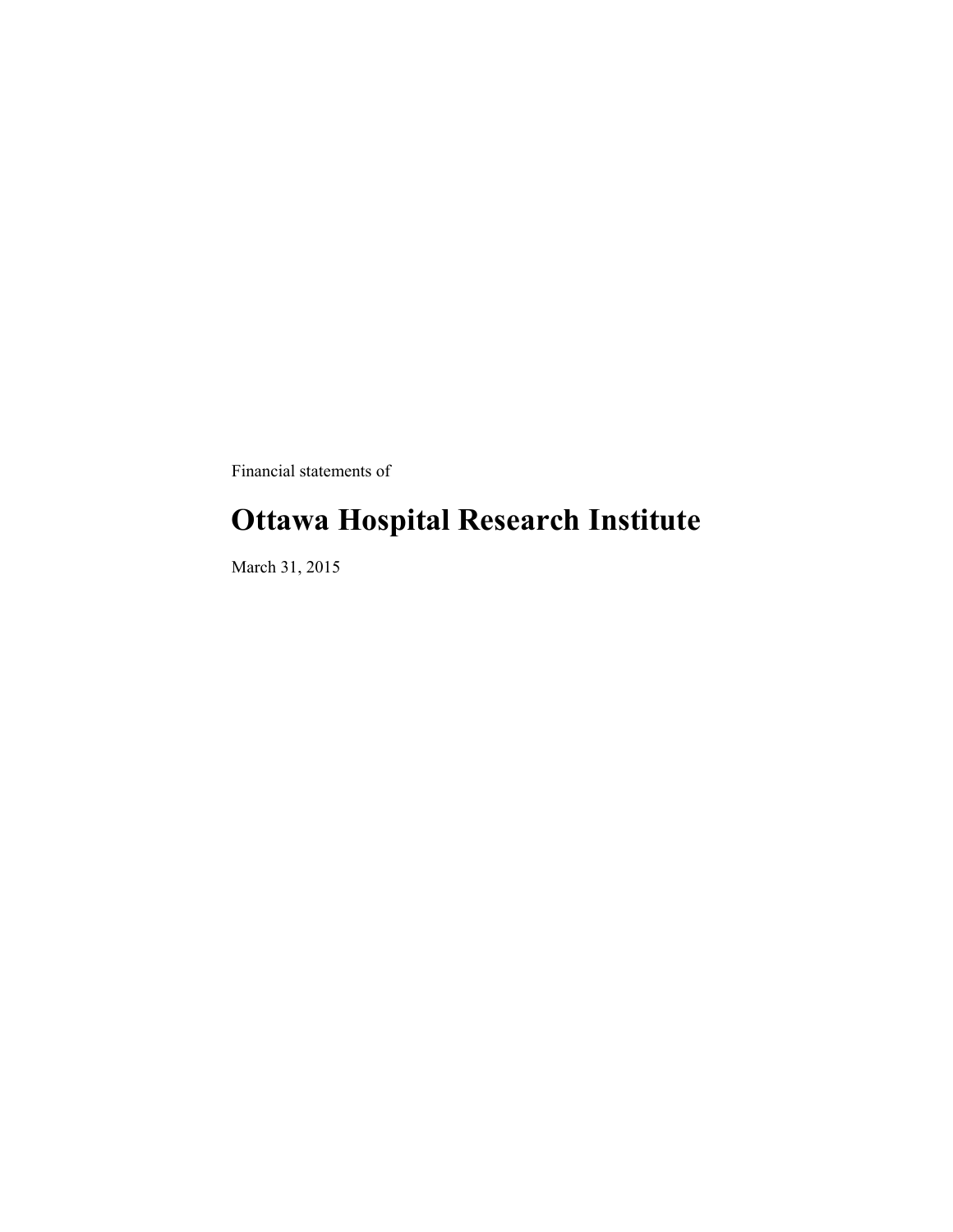Financial statements of

# Ottawa Hospital Research Institute

March 31, 2015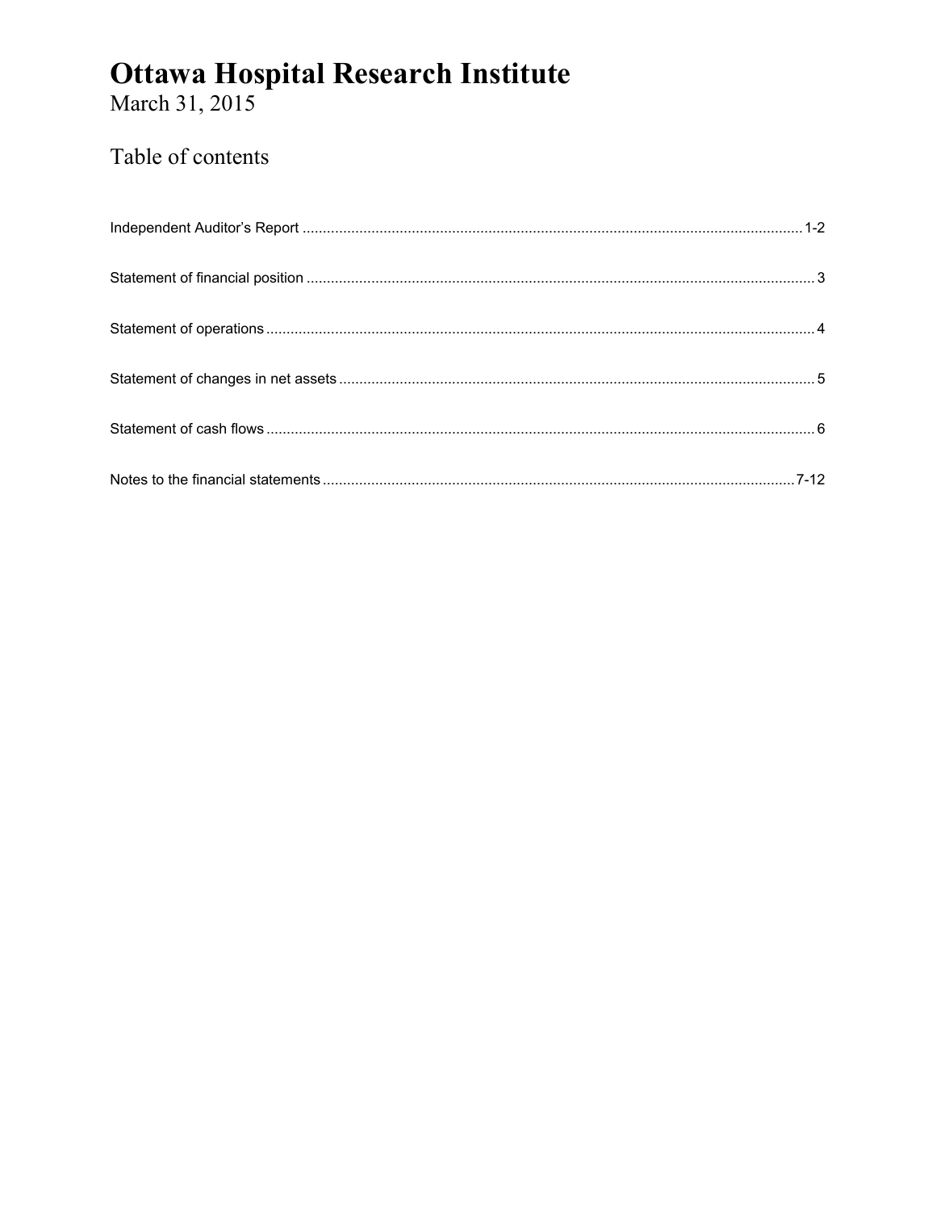# Ottawa Hospital Research Institute

March 31, 2015

## Table of contents

Independent Auditor's Report ............................................................ 1-2

Statement of financial position ............................................................ 3

Statement of operations ............................................................ 4

Statement of changes in net assets ............................................................ 5

Statement of cash flows ............................................................ 6

Notes to the financial statements ............................................................ 7-12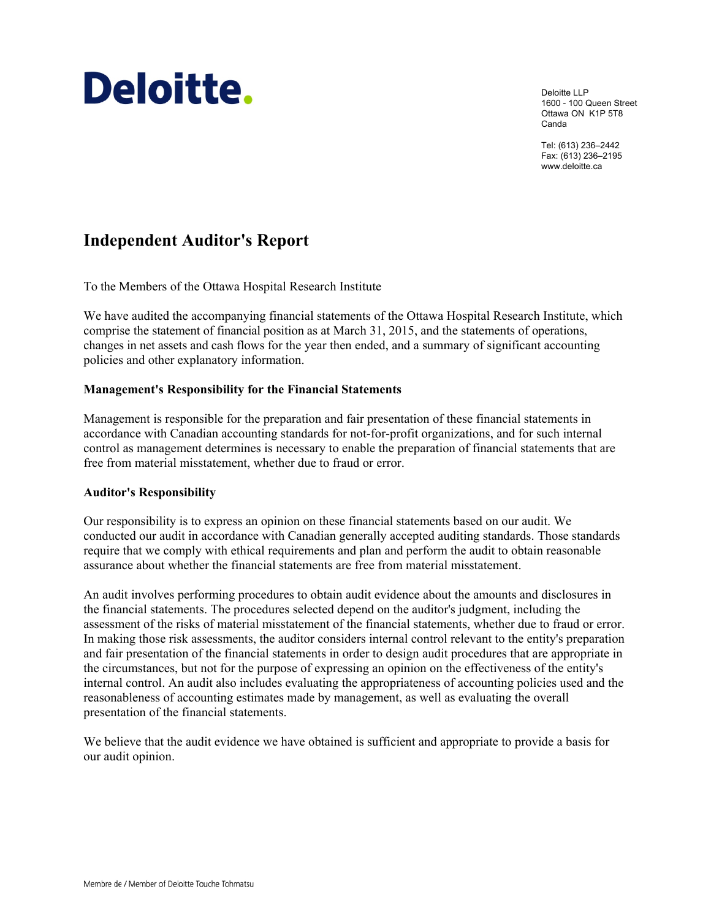Deloitte.

Deloitte LLP
1600 - 100 Queen Street
Ottawa ON  K1P 5T8
Canda

Tel: (613) 236–2442
Fax: (613) 236–2195
www.deloitte.ca

# Independent Auditor's Report

To the Members of the Ottawa Hospital Research Institute

We have audited the accompanying financial statements of the Ottawa Hospital Research Institute, which comprise the statement of financial position as at March 31, 2015, and the statements of operations, changes in net assets and cash flows for the year then ended, and a summary of significant accounting policies and other explanatory information.

## Management's Responsibility for the Financial Statements

Management is responsible for the preparation and fair presentation of these financial statements in accordance with Canadian accounting standards for not-for-profit organizations, and for such internal control as management determines is necessary to enable the preparation of financial statements that are free from material misstatement, whether due to fraud or error.

## Auditor's Responsibility

Our responsibility is to express an opinion on these financial statements based on our audit. We conducted our audit in accordance with Canadian generally accepted auditing standards. Those standards require that we comply with ethical requirements and plan and perform the audit to obtain reasonable assurance about whether the financial statements are free from material misstatement.

An audit involves performing procedures to obtain audit evidence about the amounts and disclosures in the financial statements. The procedures selected depend on the auditor's judgment, including the assessment of the risks of material misstatement of the financial statements, whether due to fraud or error. In making those risk assessments, the auditor considers internal control relevant to the entity's preparation and fair presentation of the financial statements in order to design audit procedures that are appropriate in the circumstances, but not for the purpose of expressing an opinion on the effectiveness of the entity's internal control. An audit also includes evaluating the appropriateness of accounting policies used and the reasonableness of accounting estimates made by management, as well as evaluating the overall presentation of the financial statements.

We believe that the audit evidence we have obtained is sufficient and appropriate to provide a basis for our audit opinion.

Membre de / Member of Deloitte Touche Tohmatsu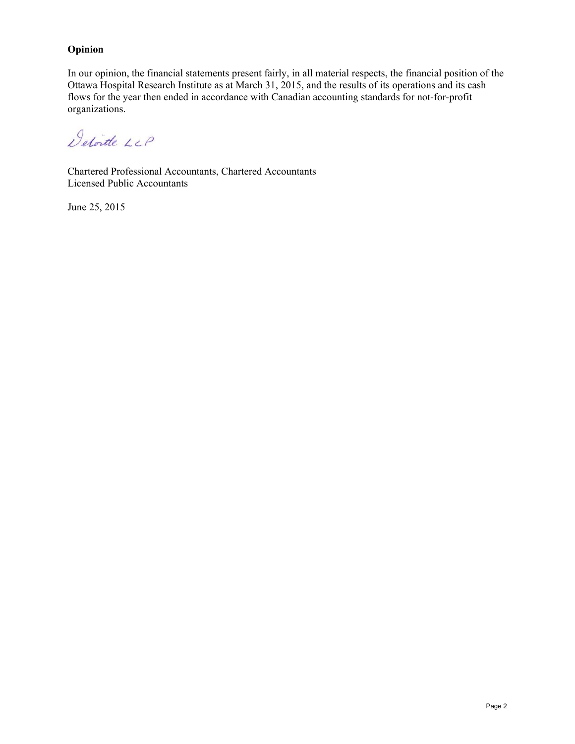**Opinion**

In our opinion, the financial statements present fairly, in all material respects, the financial position of the Ottawa Hospital Research Institute as at March 31, 2015, and the results of its operations and its cash flows for the year then ended in accordance with Canadian accounting standards for not-for-profit organizations.

Deloitte LLP

Chartered Professional Accountants, Chartered Accountants
Licensed Public Accountants

June 25, 2015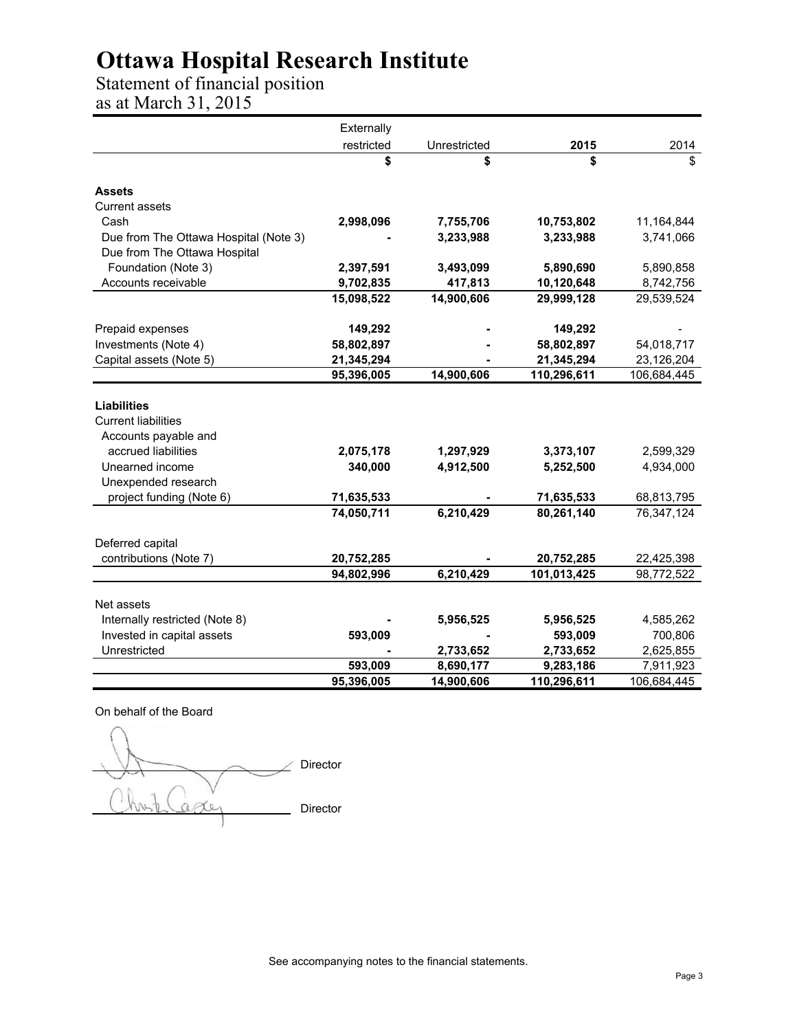# Ottawa Hospital Research Institute

Statement of financial position
as at March 31, 2015

| | Externally restricted | Unrestricted | 2015 | 2014 |
|---|---|---|---|---|
| | $ | $ | $ | $ |
| **Assets** | | | | |
| Current assets | | | | |
| Cash | 2,998,096 | 7,755,706 | 10,753,802 | 11,164,844 |
| Due from The Ottawa Hospital (Note 3) | - | 3,233,988 | 3,233,988 | 3,741,066 |
| Due from The Ottawa Hospital Foundation (Note 3) | 2,397,591 | 3,493,099 | 5,890,690 | 5,890,858 |
| Accounts receivable | 9,702,835 | 417,813 | 10,120,648 | 8,742,756 |
| | 15,098,522 | 14,900,606 | 29,999,128 | 29,539,524 |
| Prepaid expenses | 149,292 | - | 149,292 | - |
| Investments (Note 4) | 58,802,897 | - | 58,802,897 | 54,018,717 |
| Capital assets (Note 5) | 21,345,294 | - | 21,345,294 | 23,126,204 |
| | 95,396,005 | 14,900,606 | 110,296,611 | 106,684,445 |
| **Liabilities** | | | | |
| Current liabilities | | | | |
| Accounts payable and accrued liabilities | 2,075,178 | 1,297,929 | 3,373,107 | 2,599,329 |
| Unearned income | 340,000 | 4,912,500 | 5,252,500 | 4,934,000 |
| Unexpended research project funding (Note 6) | 71,635,533 | - | 71,635,533 | 68,813,795 |
| | 74,050,711 | 6,210,429 | 80,261,140 | 76,347,124 |
| Deferred capital contributions (Note 7) | 20,752,285 | - | 20,752,285 | 22,425,398 |
| | 94,802,996 | 6,210,429 | 101,013,425 | 98,772,522 |
| Net assets | | | | |
| Internally restricted (Note 8) | - | 5,956,525 | 5,956,525 | 4,585,262 |
| Invested in capital assets | 593,009 | - | 593,009 | 700,806 |
| Unrestricted | - | 2,733,652 | 2,733,652 | 2,625,855 |
| | 593,009 | 8,690,177 | 9,283,186 | 7,911,923 |
| | 95,396,005 | 14,900,606 | 110,296,611 | 106,684,445 |

On behalf of the Board

\_\_\_\_\_\_\_\_\_\_\_\_\_\_\_\_\_\_\_\_ Director

\_\_\_\_\_\_\_\_\_\_\_\_\_\_\_\_\_\_\_\_ Director

See accompanying notes to the financial statements.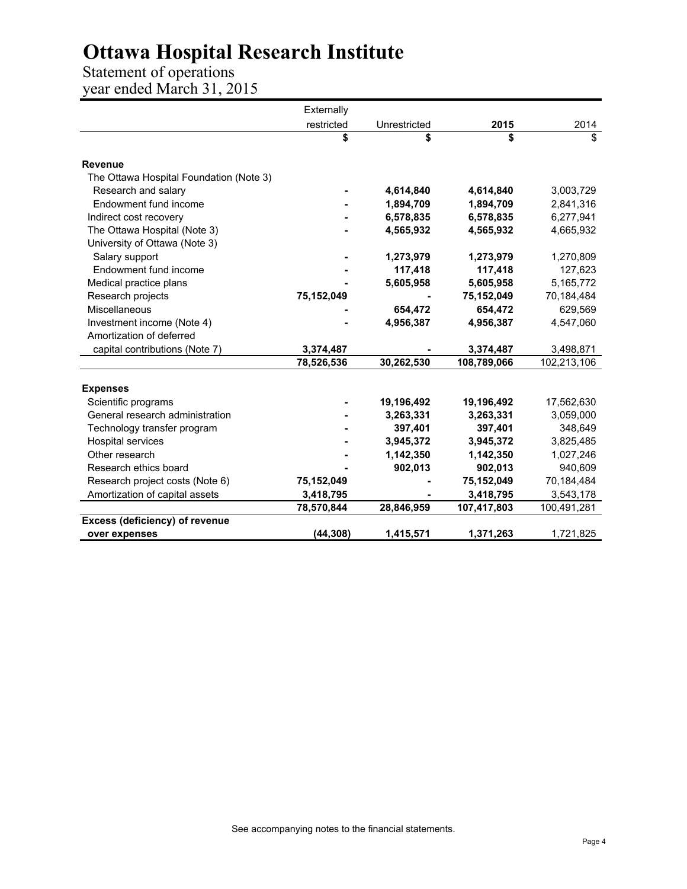# Ottawa Hospital Research Institute

Statement of operations
year ended March 31, 2015

| | Externally restricted | Unrestricted | 2015 | 2014 |
|---|---|---|---|---|
| | $ | $ | $ | $ |
| **Revenue** | | | | |
| The Ottawa Hospital Foundation (Note 3) | | | | |
| Research and salary | - | **4,614,840** | **4,614,840** | 3,003,729 |
| Endowment fund income | - | **1,894,709** | **1,894,709** | 2,841,316 |
| Indirect cost recovery | - | **6,578,835** | **6,578,835** | 6,277,941 |
| The Ottawa Hospital (Note 3) | - | **4,565,932** | **4,565,932** | 4,665,932 |
| University of Ottawa (Note 3) | | | | |
| Salary support | - | **1,273,979** | **1,273,979** | 1,270,809 |
| Endowment fund income | - | **117,418** | **117,418** | 127,623 |
| Medical practice plans | - | **5,605,958** | **5,605,958** | 5,165,772 |
| Research projects | **75,152,049** | - | **75,152,049** | 70,184,484 |
| Miscellaneous | - | **654,472** | **654,472** | 629,569 |
| Investment income (Note 4) | - | **4,956,387** | **4,956,387** | 4,547,060 |
| Amortization of deferred capital contributions (Note 7) | **3,374,487** | - | **3,374,487** | 3,498,871 |
| | **78,526,536** | **30,262,530** | **108,789,066** | 102,213,106 |
| **Expenses** | | | | |
| Scientific programs | - | **19,196,492** | **19,196,492** | 17,562,630 |
| General research administration | - | **3,263,331** | **3,263,331** | 3,059,000 |
| Technology transfer program | - | **397,401** | **397,401** | 348,649 |
| Hospital services | - | **3,945,372** | **3,945,372** | 3,825,485 |
| Other research | - | **1,142,350** | **1,142,350** | 1,027,246 |
| Research ethics board | - | **902,013** | **902,013** | 940,609 |
| Research project costs (Note 6) | **75,152,049** | - | **75,152,049** | 70,184,484 |
| Amortization of capital assets | **3,418,795** | - | **3,418,795** | 3,543,178 |
| | **78,570,844** | **28,846,959** | **107,417,803** | 100,491,281 |
| **Excess (deficiency) of revenue over expenses** | **(44,308)** | **1,415,571** | **1,371,263** | 1,721,825 |

See accompanying notes to the financial statements.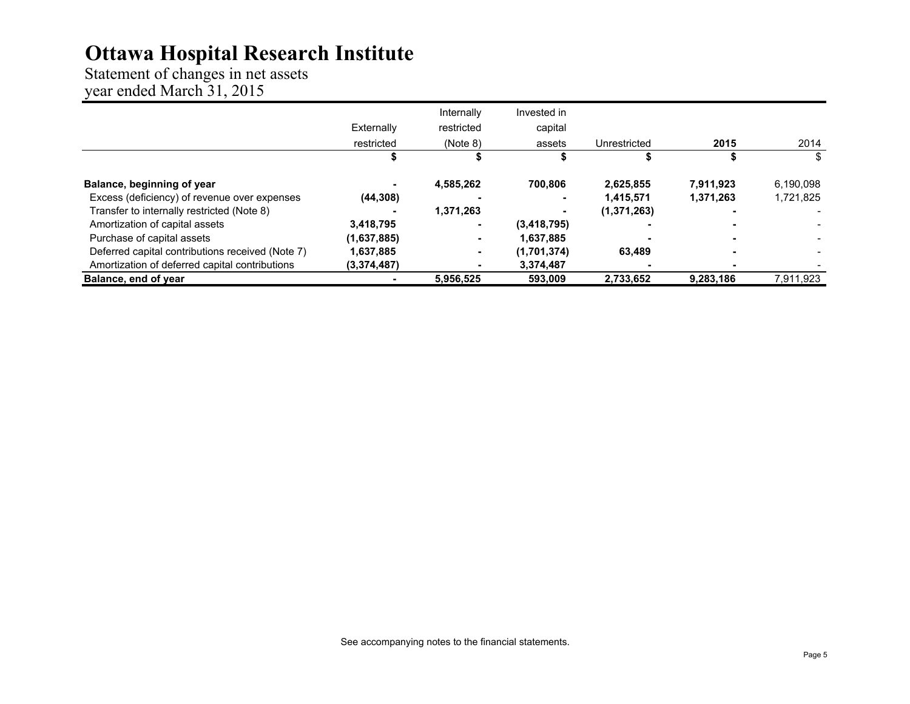# Ottawa Hospital Research Institute

Statement of changes in net assets
year ended March 31, 2015

| | Externally restricted | Internally restricted (Note 8) | Invested in capital assets | Unrestricted | 2015 | 2014 |
|---|---|---|---|---|---|---|
| | $ | $ | $ | $ | $ | $ |
| **Balance, beginning of year** | **-** | **4,585,262** | **700,806** | **2,625,855** | **7,911,923** | 6,190,098 |
| Excess (deficiency) of revenue over expenses | **(44,308)** | **-** | **-** | **1,415,571** | **1,371,263** | 1,721,825 |
| Transfer to internally restricted (Note 8) | **-** | **1,371,263** | **-** | **(1,371,263)** | **-** | - |
| Amortization of capital assets | **3,418,795** | **-** | **(3,418,795)** | **-** | **-** | - |
| Purchase of capital assets | **(1,637,885)** | **-** | **1,637,885** | **-** | **-** | - |
| Deferred capital contributions received (Note 7) | **1,637,885** | **-** | **(1,701,374)** | **63,489** | **-** | - |
| Amortization of deferred capital contributions | **(3,374,487)** | **-** | **3,374,487** | **-** | **-** | - |
| **Balance, end of year** | **-** | **5,956,525** | **593,009** | **2,733,652** | **9,283,186** | 7,911,923 |

See accompanying notes to the financial statements.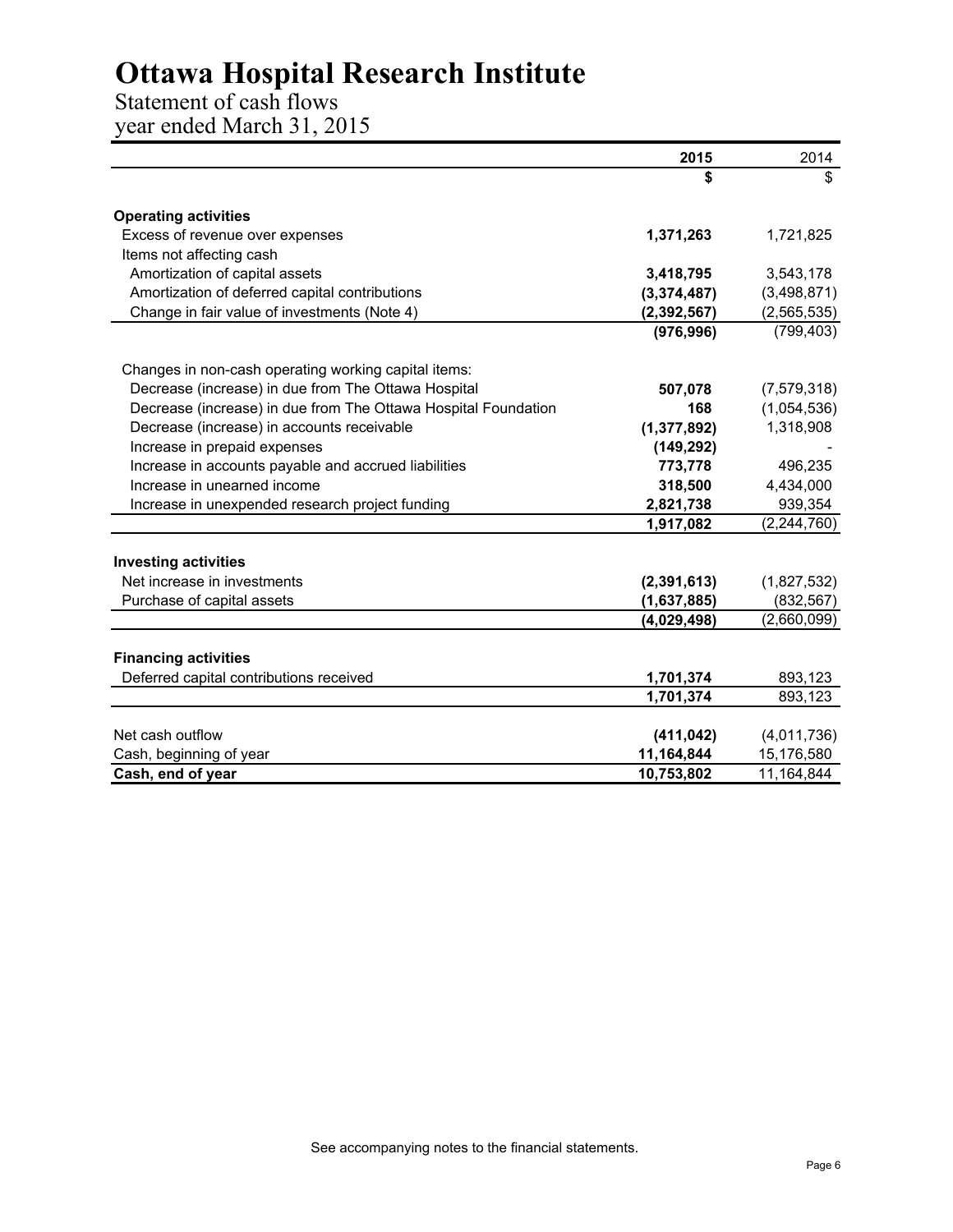# Ottawa Hospital Research Institute

Statement of cash flows
year ended March 31, 2015

| | 2015 | 2014 |
|---|---|---|
| | **$** | $ |
| **Operating activities** | | |
| Excess of revenue over expenses | **1,371,263** | 1,721,825 |
| Items not affecting cash | | |
| Amortization of capital assets | **3,418,795** | 3,543,178 |
| Amortization of deferred capital contributions | **(3,374,487)** | (3,498,871) |
| Change in fair value of investments (Note 4) | **(2,392,567)** | (2,565,535) |
| | **(976,996)** | (799,403) |
| Changes in non-cash operating working capital items: | | |
| Decrease (increase) in due from The Ottawa Hospital | **507,078** | (7,579,318) |
| Decrease (increase) in due from The Ottawa Hospital Foundation | **168** | (1,054,536) |
| Decrease (increase) in accounts receivable | **(1,377,892)** | 1,318,908 |
| Increase in prepaid expenses | **(149,292)** | - |
| Increase in accounts payable and accrued liabilities | **773,778** | 496,235 |
| Increase in unearned income | **318,500** | 4,434,000 |
| Increase in unexpended research project funding | **2,821,738** | 939,354 |
| | **1,917,082** | (2,244,760) |
| **Investing activities** | | |
| Net increase in investments | **(2,391,613)** | (1,827,532) |
| Purchase of capital assets | **(1,637,885)** | (832,567) |
| | **(4,029,498)** | (2,660,099) |
| **Financing activities** | | |
| Deferred capital contributions received | **1,701,374** | 893,123 |
| | **1,701,374** | 893,123 |
| Net cash outflow | **(411,042)** | (4,011,736) |
| Cash, beginning of year | **11,164,844** | 15,176,580 |
| **Cash, end of year** | **10,753,802** | 11,164,844 |

See accompanying notes to the financial statements.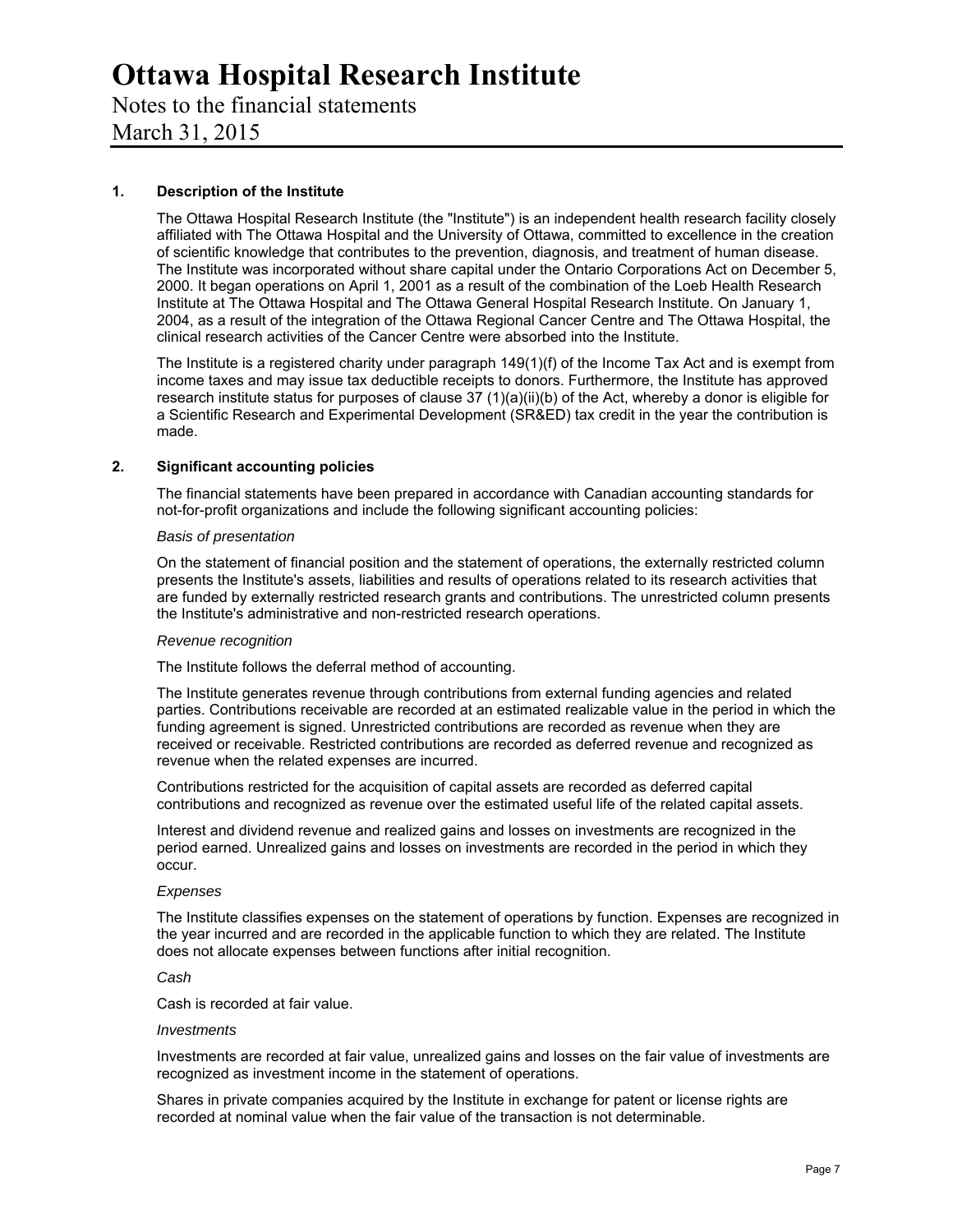# Ottawa Hospital Research Institute

Notes to the financial statements

March 31, 2015

## 1. Description of the Institute

The Ottawa Hospital Research Institute (the "Institute") is an independent health research facility closely affiliated with The Ottawa Hospital and the University of Ottawa, committed to excellence in the creation of scientific knowledge that contributes to the prevention, diagnosis, and treatment of human disease. The Institute was incorporated without share capital under the Ontario Corporations Act on December 5, 2000. It began operations on April 1, 2001 as a result of the combination of the Loeb Health Research Institute at The Ottawa Hospital and The Ottawa General Hospital Research Institute. On January 1, 2004, as a result of the integration of the Ottawa Regional Cancer Centre and The Ottawa Hospital, the clinical research activities of the Cancer Centre were absorbed into the Institute.

The Institute is a registered charity under paragraph 149(1)(f) of the Income Tax Act and is exempt from income taxes and may issue tax deductible receipts to donors. Furthermore, the Institute has approved research institute status for purposes of clause 37 (1)(a)(ii)(b) of the Act, whereby a donor is eligible for a Scientific Research and Experimental Development (SR&ED) tax credit in the year the contribution is made.

## 2. Significant accounting policies

The financial statements have been prepared in accordance with Canadian accounting standards for not-for-profit organizations and include the following significant accounting policies:

*Basis of presentation*

On the statement of financial position and the statement of operations, the externally restricted column presents the Institute's assets, liabilities and results of operations related to its research activities that are funded by externally restricted research grants and contributions. The unrestricted column presents the Institute's administrative and non-restricted research operations.

*Revenue recognition*

The Institute follows the deferral method of accounting.

The Institute generates revenue through contributions from external funding agencies and related parties. Contributions receivable are recorded at an estimated realizable value in the period in which the funding agreement is signed. Unrestricted contributions are recorded as revenue when they are received or receivable. Restricted contributions are recorded as deferred revenue and recognized as revenue when the related expenses are incurred.

Contributions restricted for the acquisition of capital assets are recorded as deferred capital contributions and recognized as revenue over the estimated useful life of the related capital assets.

Interest and dividend revenue and realized gains and losses on investments are recognized in the period earned. Unrealized gains and losses on investments are recorded in the period in which they occur.

*Expenses*

The Institute classifies expenses on the statement of operations by function. Expenses are recognized in the year incurred and are recorded in the applicable function to which they are related. The Institute does not allocate expenses between functions after initial recognition.

*Cash*

Cash is recorded at fair value.

*Investments*

Investments are recorded at fair value, unrealized gains and losses on the fair value of investments are recognized as investment income in the statement of operations.

Shares in private companies acquired by the Institute in exchange for patent or license rights are recorded at nominal value when the fair value of the transaction is not determinable.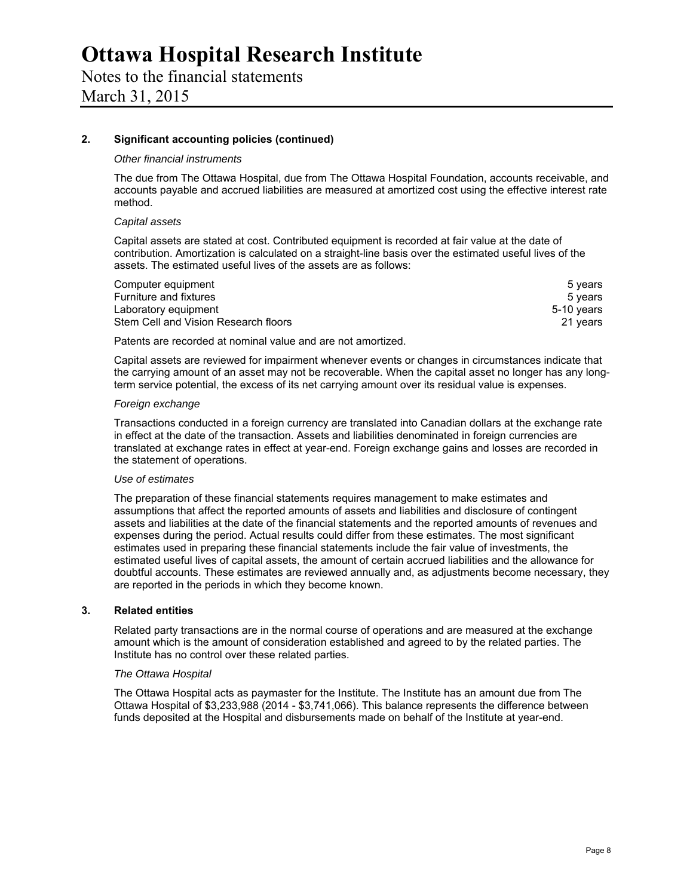## 2. Significant accounting policies (continued)

*Other financial instruments*

The due from The Ottawa Hospital, due from The Ottawa Hospital Foundation, accounts receivable, and accounts payable and accrued liabilities are measured at amortized cost using the effective interest rate method.

*Capital assets*

Capital assets are stated at cost. Contributed equipment is recorded at fair value at the date of contribution. Amortization is calculated on a straight-line basis over the estimated useful lives of the assets. The estimated useful lives of the assets are as follows:

| | |
|---|---|
| Computer equipment | 5 years |
| Furniture and fixtures | 5 years |
| Laboratory equipment | 5-10 years |
| Stem Cell and Vision Research floors | 21 years |

Patents are recorded at nominal value and are not amortized.

Capital assets are reviewed for impairment whenever events or changes in circumstances indicate that the carrying amount of an asset may not be recoverable. When the capital asset no longer has any long-term service potential, the excess of its net carrying amount over its residual value is expenses.

*Foreign exchange*

Transactions conducted in a foreign currency are translated into Canadian dollars at the exchange rate in effect at the date of the transaction. Assets and liabilities denominated in foreign currencies are translated at exchange rates in effect at year-end. Foreign exchange gains and losses are recorded in the statement of operations.

*Use of estimates*

The preparation of these financial statements requires management to make estimates and assumptions that affect the reported amounts of assets and liabilities and disclosure of contingent assets and liabilities at the date of the financial statements and the reported amounts of revenues and expenses during the period. Actual results could differ from these estimates. The most significant estimates used in preparing these financial statements include the fair value of investments, the estimated useful lives of capital assets, the amount of certain accrued liabilities and the allowance for doubtful accounts. These estimates are reviewed annually and, as adjustments become necessary, they are reported in the periods in which they become known.

## 3. Related entities

Related party transactions are in the normal course of operations and are measured at the exchange amount which is the amount of consideration established and agreed to by the related parties. The Institute has no control over these related parties.

*The Ottawa Hospital*

The Ottawa Hospital acts as paymaster for the Institute. The Institute has an amount due from The Ottawa Hospital of $3,233,988 (2014 - $3,741,066). This balance represents the difference between funds deposited at the Hospital and disbursements made on behalf of the Institute at year-end.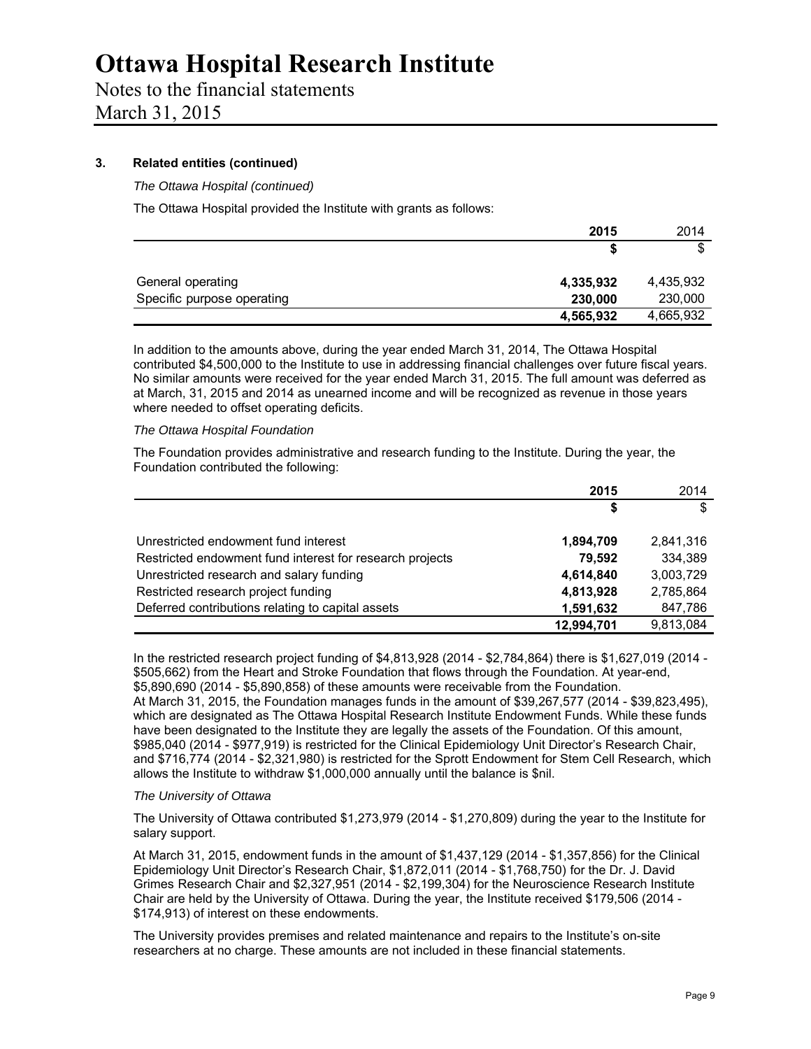# Ottawa Hospital Research Institute

Notes to the financial statements

March 31, 2015

### 3. Related entities (continued)

*The Ottawa Hospital (continued)*

The Ottawa Hospital provided the Institute with grants as follows:

| | **2015** | 2014 |
|---|---|---|
| | **$** | $ |
| General operating | **4,335,932** | 4,435,932 |
| Specific purpose operating | **230,000** | 230,000 |
| | **4,565,932** | 4,665,932 |

In addition to the amounts above, during the year ended March 31, 2014, The Ottawa Hospital contributed $4,500,000 to the Institute to use in addressing financial challenges over future fiscal years. No similar amounts were received for the year ended March 31, 2015. The full amount was deferred as at March, 31, 2015 and 2014 as unearned income and will be recognized as revenue in those years where needed to offset operating deficits.

*The Ottawa Hospital Foundation*

The Foundation provides administrative and research funding to the Institute. During the year, the Foundation contributed the following:

| | **2015** | 2014 |
|---|---|---|
| | **$** | $ |
| Unrestricted endowment fund interest | **1,894,709** | 2,841,316 |
| Restricted endowment fund interest for research projects | **79,592** | 334,389 |
| Unrestricted research and salary funding | **4,614,840** | 3,003,729 |
| Restricted research project funding | **4,813,928** | 2,785,864 |
| Deferred contributions relating to capital assets | **1,591,632** | 847,786 |
| | **12,994,701** | 9,813,084 |

In the restricted research project funding of $4,813,928 (2014 - $2,784,864) there is $1,627,019 (2014 - $505,662) from the Heart and Stroke Foundation that flows through the Foundation. At year-end, $5,890,690 (2014 - $5,890,858) of these amounts were receivable from the Foundation.
At March 31, 2015, the Foundation manages funds in the amount of $39,267,577 (2014 - $39,823,495), which are designated as The Ottawa Hospital Research Institute Endowment Funds. While these funds have been designated to the Institute they are legally the assets of the Foundation. Of this amount, $985,040 (2014 - $977,919) is restricted for the Clinical Epidemiology Unit Director's Research Chair, and $716,774 (2014 - $2,321,980) is restricted for the Sprott Endowment for Stem Cell Research, which allows the Institute to withdraw $1,000,000 annually until the balance is $nil.

*The University of Ottawa*

The University of Ottawa contributed $1,273,979 (2014 - $1,270,809) during the year to the Institute for salary support.

At March 31, 2015, endowment funds in the amount of $1,437,129 (2014 - $1,357,856) for the Clinical Epidemiology Unit Director's Research Chair, $1,872,011 (2014 - $1,768,750) for the Dr. J. David Grimes Research Chair and $2,327,951 (2014 - $2,199,304) for the Neuroscience Research Institute Chair are held by the University of Ottawa. During the year, the Institute received $179,506 (2014 - $174,913) of interest on these endowments.

The University provides premises and related maintenance and repairs to the Institute's on-site researchers at no charge. These amounts are not included in these financial statements.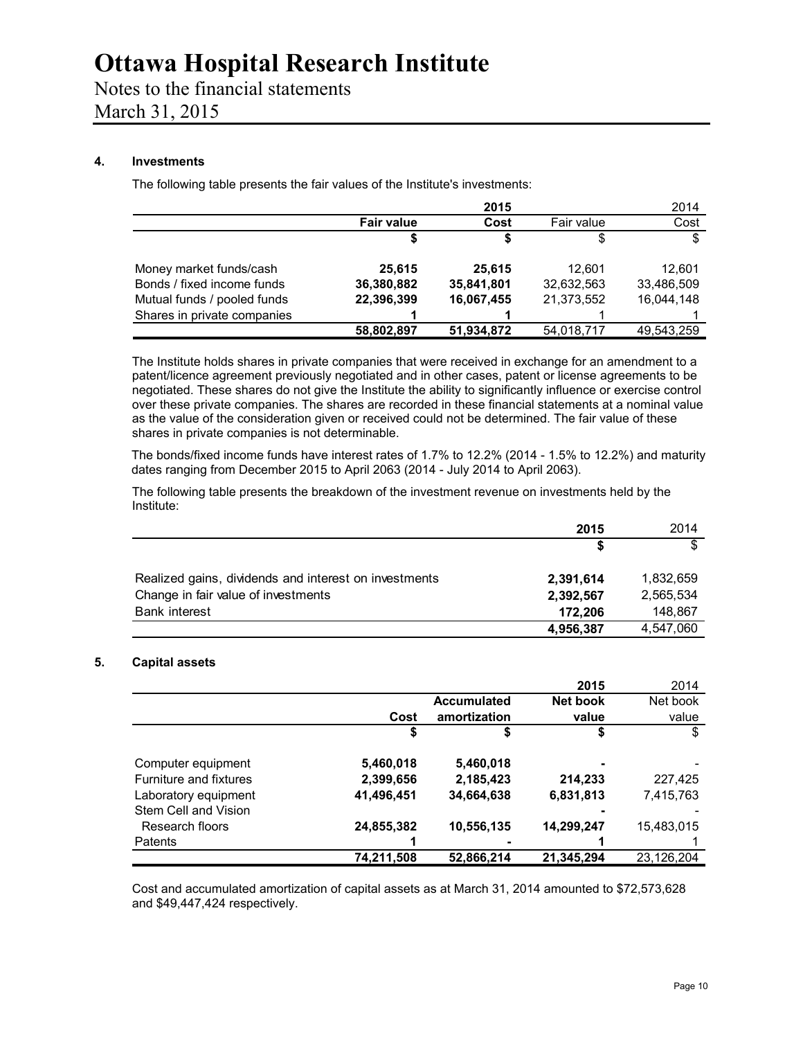# Ottawa Hospital Research Institute

Notes to the financial statements
March 31, 2015

## 4. Investments

The following table presents the fair values of the Institute's investments:

| | 2015 | | 2014 | |
|---|---|---|---|---|
| | **Fair value** | **Cost** | Fair value | Cost |
| | **$** | **$** | $ | $ |
| Money market funds/cash | **25,615** | **25,615** | 12,601 | 12,601 |
| Bonds / fixed income funds | **36,380,882** | **35,841,801** | 32,632,563 | 33,486,509 |
| Mutual funds / pooled funds | **22,396,399** | **16,067,455** | 21,373,552 | 16,044,148 |
| Shares in private companies | **1** | **1** | 1 | 1 |
| | **58,802,897** | **51,934,872** | 54,018,717 | 49,543,259 |

The Institute holds shares in private companies that were received in exchange for an amendment to a patent/licence agreement previously negotiated and in other cases, patent or license agreements to be negotiated. These shares do not give the Institute the ability to significantly influence or exercise control over these private companies. The shares are recorded in these financial statements at a nominal value as the value of the consideration given or received could not be determined. The fair value of these shares in private companies is not determinable.

The bonds/fixed income funds have interest rates of 1.7% to 12.2% (2014 - 1.5% to 12.2%) and maturity dates ranging from December 2015 to April 2063 (2014 - July 2014 to April 2063).

The following table presents the breakdown of the investment revenue on investments held by the Institute:

| | 2015 | 2014 |
|---|---|---|
| | **$** | $ |
| Realized gains, dividends and interest on investments | **2,391,614** | 1,832,659 |
| Change in fair value of investments | **2,392,567** | 2,565,534 |
| Bank interest | **172,206** | 148,867 |
| | **4,956,387** | 4,547,060 |

## 5. Capital assets

| | | | 2015 | 2014 |
|---|---|---|---|---|
| | **Cost** | **Accumulated amortization** | **Net book value** | Net book value |
| | **$** | **$** | **$** | $ |
| Computer equipment | **5,460,018** | **5,460,018** | **-** | - |
| Furniture and fixtures | **2,399,656** | **2,185,423** | **214,233** | 227,425 |
| Laboratory equipment | **41,496,451** | **34,664,638** | **6,831,813** | 7,415,763 |
| Stem Cell and Vision Research floors | **24,855,382** | **10,556,135** | **14,299,247** | 15,483,015 |
| Patents | **1** | **-** | **1** | 1 |
| | **74,211,508** | **52,866,214** | **21,345,294** | 23,126,204 |

Cost and accumulated amortization of capital assets as at March 31, 2014 amounted to $72,573,628 and $49,447,424 respectively.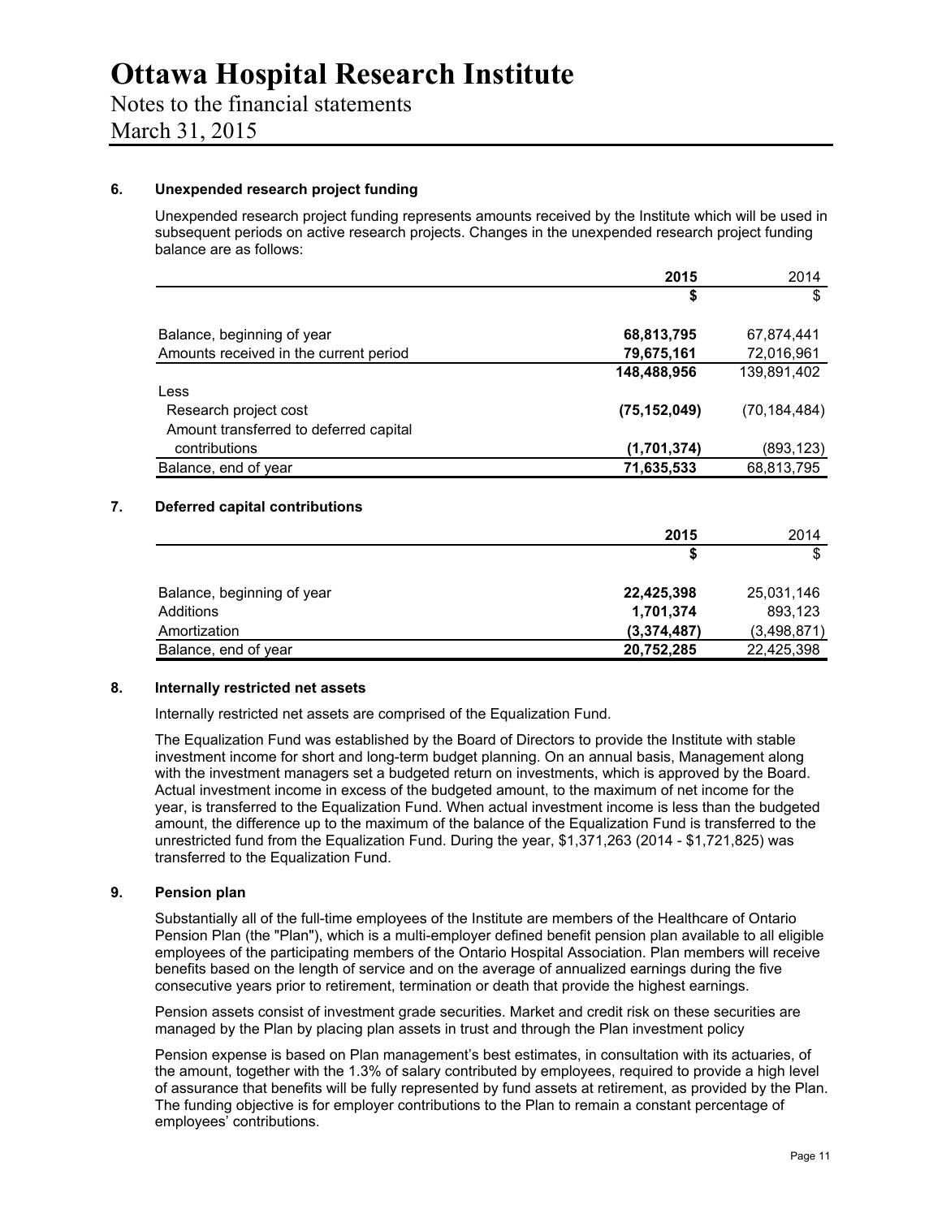# Ottawa Hospital Research Institute

Notes to the financial statements

March 31, 2015

## 6. Unexpended research project funding

Unexpended research project funding represents amounts received by the Institute which will be used in subsequent periods on active research projects. Changes in the unexpended research project funding balance are as follows:

| | 2015 | 2014 |
|---|---|---|
| | $ | $ |
| Balance, beginning of year | 68,813,795 | 67,874,441 |
| Amounts received in the current period | 79,675,161 | 72,016,961 |
| | 148,488,956 | 139,891,402 |
| Less | | |
| Research project cost | (75,152,049) | (70,184,484) |
| Amount transferred to deferred capital contributions | (1,701,374) | (893,123) |
| Balance, end of year | 71,635,533 | 68,813,795 |

## 7. Deferred capital contributions

| | 2015 | 2014 |
|---|---|---|
| | $ | $ |
| Balance, beginning of year | 22,425,398 | 25,031,146 |
| Additions | 1,701,374 | 893,123 |
| Amortization | (3,374,487) | (3,498,871) |
| Balance, end of year | 20,752,285 | 22,425,398 |

## 8. Internally restricted net assets

Internally restricted net assets are comprised of the Equalization Fund.

The Equalization Fund was established by the Board of Directors to provide the Institute with stable investment income for short and long-term budget planning. On an annual basis, Management along with the investment managers set a budgeted return on investments, which is approved by the Board. Actual investment income in excess of the budgeted amount, to the maximum of net income for the year, is transferred to the Equalization Fund. When actual investment income is less than the budgeted amount, the difference up to the maximum of the balance of the Equalization Fund is transferred to the unrestricted fund from the Equalization Fund. During the year, $1,371,263 (2014 - $1,721,825) was transferred to the Equalization Fund.

## 9. Pension plan

Substantially all of the full-time employees of the Institute are members of the Healthcare of Ontario Pension Plan (the "Plan"), which is a multi-employer defined benefit pension plan available to all eligible employees of the participating members of the Ontario Hospital Association. Plan members will receive benefits based on the length of service and on the average of annualized earnings during the five consecutive years prior to retirement, termination or death that provide the highest earnings.

Pension assets consist of investment grade securities. Market and credit risk on these securities are managed by the Plan by placing plan assets in trust and through the Plan investment policy

Pension expense is based on Plan management's best estimates, in consultation with its actuaries, of the amount, together with the 1.3% of salary contributed by employees, required to provide a high level of assurance that benefits will be fully represented by fund assets at retirement, as provided by the Plan. The funding objective is for employer contributions to the Plan to remain a constant percentage of employees' contributions.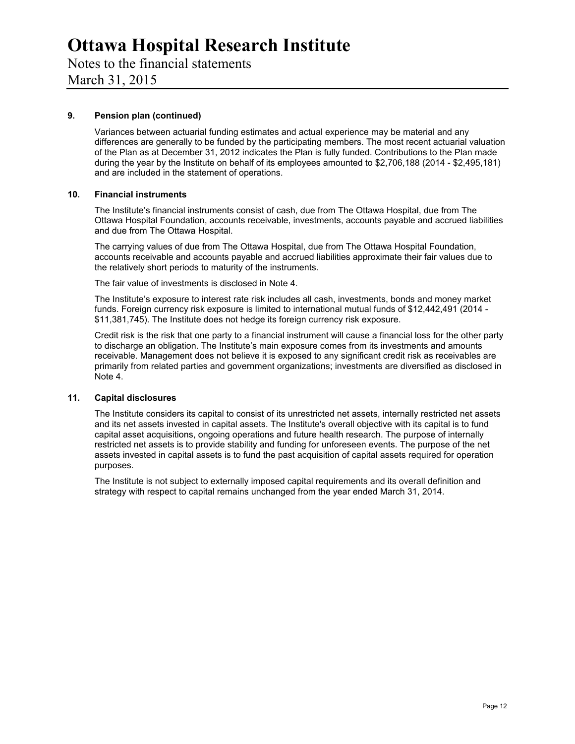### 9. Pension plan (continued)

Variances between actuarial funding estimates and actual experience may be material and any differences are generally to be funded by the participating members. The most recent actuarial valuation of the Plan as at December 31, 2012 indicates the Plan is fully funded. Contributions to the Plan made during the year by the Institute on behalf of its employees amounted to $2,706,188 (2014 - $2,495,181) and are included in the statement of operations.

### 10. Financial instruments

The Institute's financial instruments consist of cash, due from The Ottawa Hospital, due from The Ottawa Hospital Foundation, accounts receivable, investments, accounts payable and accrued liabilities and due from The Ottawa Hospital.

The carrying values of due from The Ottawa Hospital, due from The Ottawa Hospital Foundation, accounts receivable and accounts payable and accrued liabilities approximate their fair values due to the relatively short periods to maturity of the instruments.

The fair value of investments is disclosed in Note 4.

The Institute's exposure to interest rate risk includes all cash, investments, bonds and money market funds. Foreign currency risk exposure is limited to international mutual funds of $12,442,491 (2014 - $11,381,745). The Institute does not hedge its foreign currency risk exposure.

Credit risk is the risk that one party to a financial instrument will cause a financial loss for the other party to discharge an obligation. The Institute's main exposure comes from its investments and amounts receivable. Management does not believe it is exposed to any significant credit risk as receivables are primarily from related parties and government organizations; investments are diversified as disclosed in Note 4.

### 11. Capital disclosures

The Institute considers its capital to consist of its unrestricted net assets, internally restricted net assets and its net assets invested in capital assets. The Institute's overall objective with its capital is to fund capital asset acquisitions, ongoing operations and future health research. The purpose of internally restricted net assets is to provide stability and funding for unforeseen events. The purpose of the net assets invested in capital assets is to fund the past acquisition of capital assets required for operation purposes.

The Institute is not subject to externally imposed capital requirements and its overall definition and strategy with respect to capital remains unchanged from the year ended March 31, 2014.